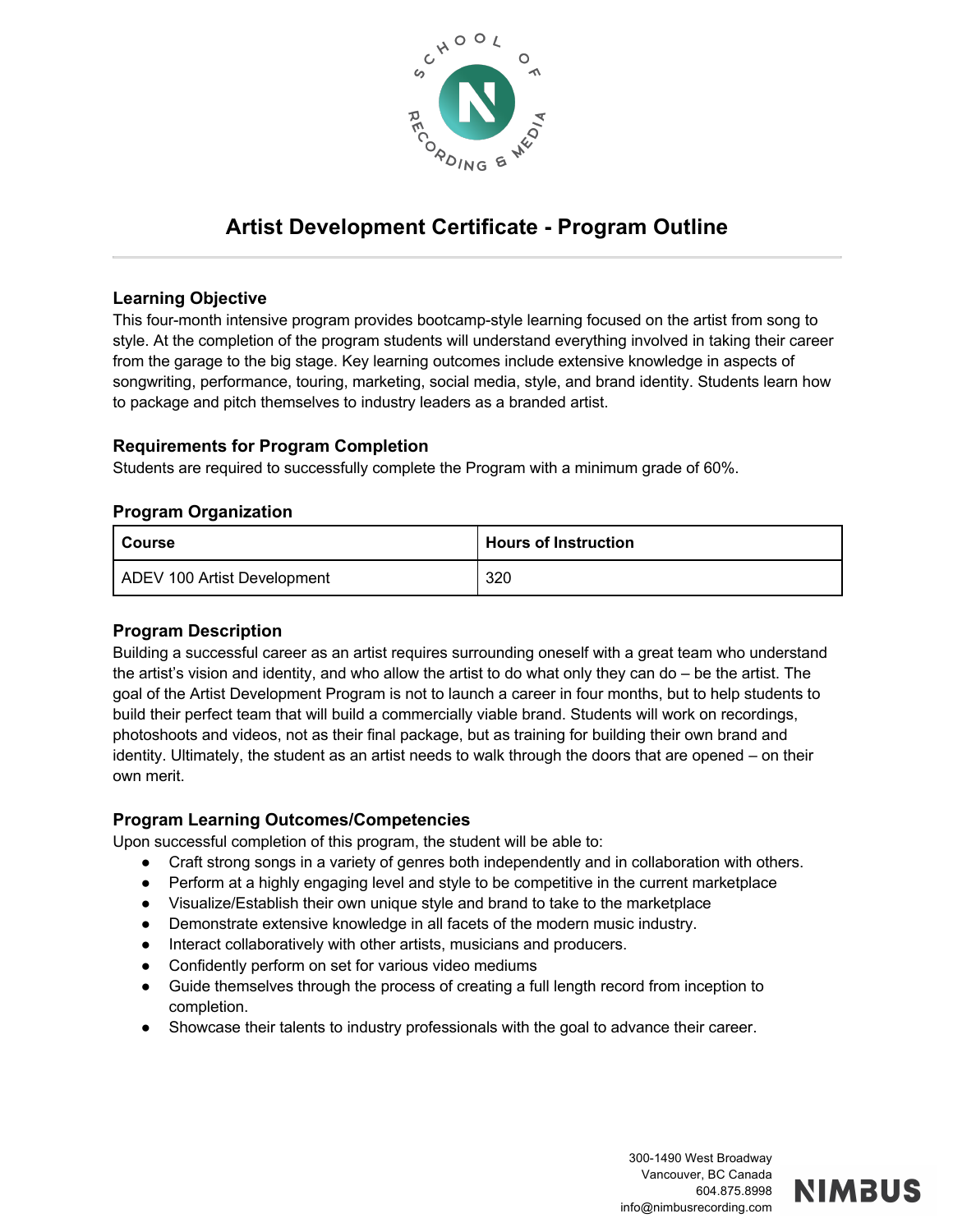# Artist Development Certificate - Program Outline

## Learning Objective

This four-month intensive program provides bootcamp-style learning focused on the artist from song to style. At the completion of the program students will understand everything involved in taking their career from the garage to the big stage. Key learning outcomes include extensive knowledge in aspects of songwriting, performance, touring, marketing, social media, style, and brand identity. Students learn how to package and pitch themselves to industry leaders as a branded artist.

## Requirements for Program Completion

Students are required to successfully complete the Program with a minimum grade of 60%.

## Program Organization

| Course | Hours of Instruction |
| --- | --- |
| ADEV 100 Artist Development | 320 |

## Program Description

Building a successful career as an artist requires surrounding oneself with a great team who understand the artist's vision and identity, and who allow the artist to do what only they can do – be the artist. The goal of the Artist Development Program is not to launch a career in four months, but to help students to build their perfect team that will build a commercially viable brand. Students will work on recordings, photoshoots and videos, not as their final package, but as training for building their own brand and identity. Ultimately, the student as an artist needs to walk through the doors that are opened – on their own merit.

## Program Learning Outcomes/Competencies

Upon successful completion of this program, the student will be able to:

- Craft strong songs in a variety of genres both independently and in collaboration with others.
- Perform at a highly engaging level and style to be competitive in the current marketplace
- Visualize/Establish their own unique style and brand to take to the marketplace
- Demonstrate extensive knowledge in all facets of the modern music industry.
- Interact collaboratively with other artists, musicians and producers.
- Confidently perform on set for various video mediums
- Guide themselves through the process of creating a full length record from inception to completion.
- Showcase their talents to industry professionals with the goal to advance their career.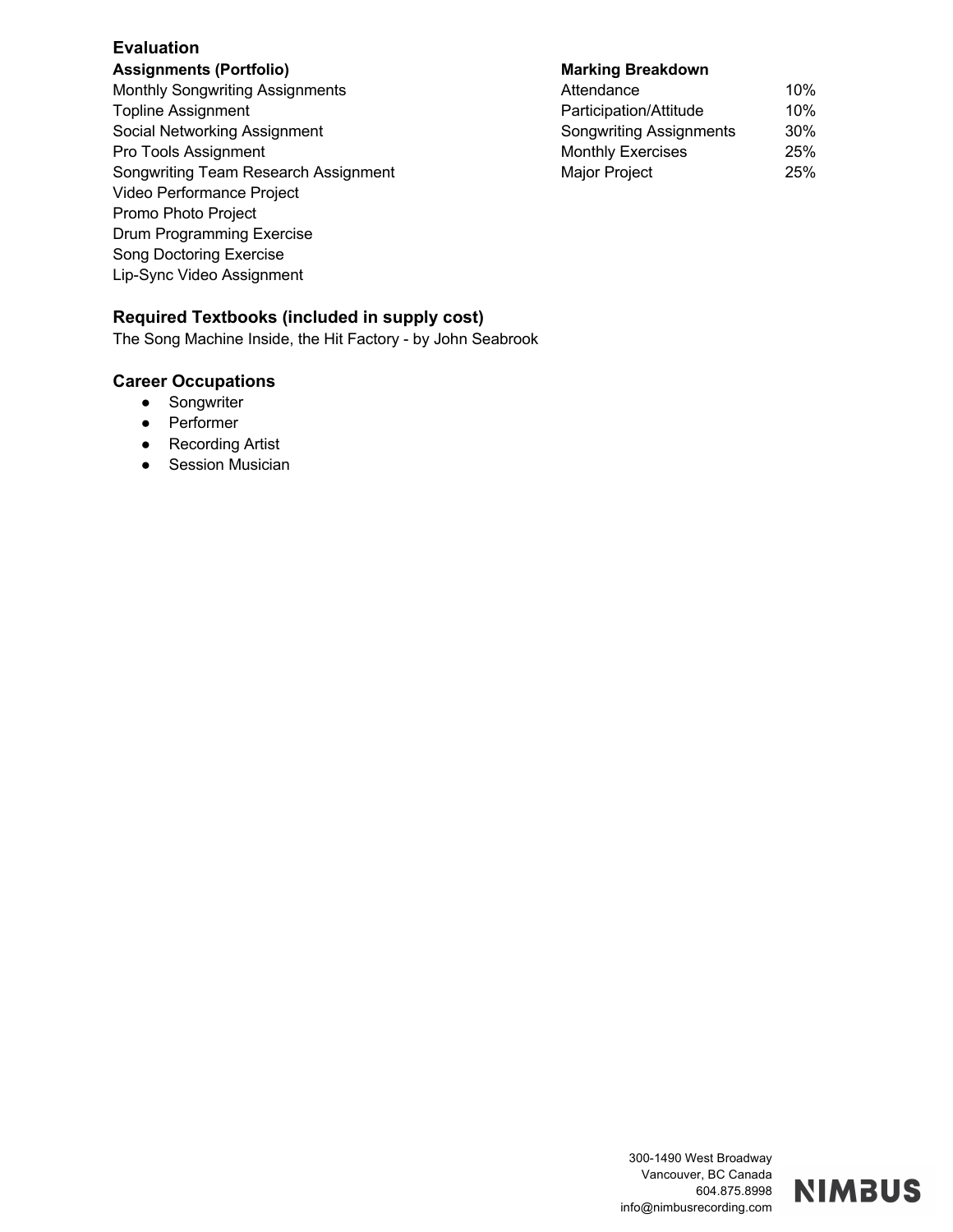## Evaluation

**Assignments (Portfolio)**

Monthly Songwriting Assignments
Topline Assignment
Social Networking Assignment
Pro Tools Assignment
Songwriting Team Research Assignment
Video Performance Project
Promo Photo Project
Drum Programming Exercise
Song Doctoring Exercise
Lip-Sync Video Assignment

**Marking Breakdown**

| | |
|---|---|
| Attendance | 10% |
| Participation/Attitude | 10% |
| Songwriting Assignments | 30% |
| Monthly Exercises | 25% |
| Major Project | 25% |

## Required Textbooks (included in supply cost)

The Song Machine Inside, the Hit Factory - by John Seabrook

## Career Occupations

- Songwriter
- Performer
- Recording Artist
- Session Musician

300-1490 West Broadway
Vancouver, BC Canada
604.875.8998
info@nimbusrecording.com

NIMBUS